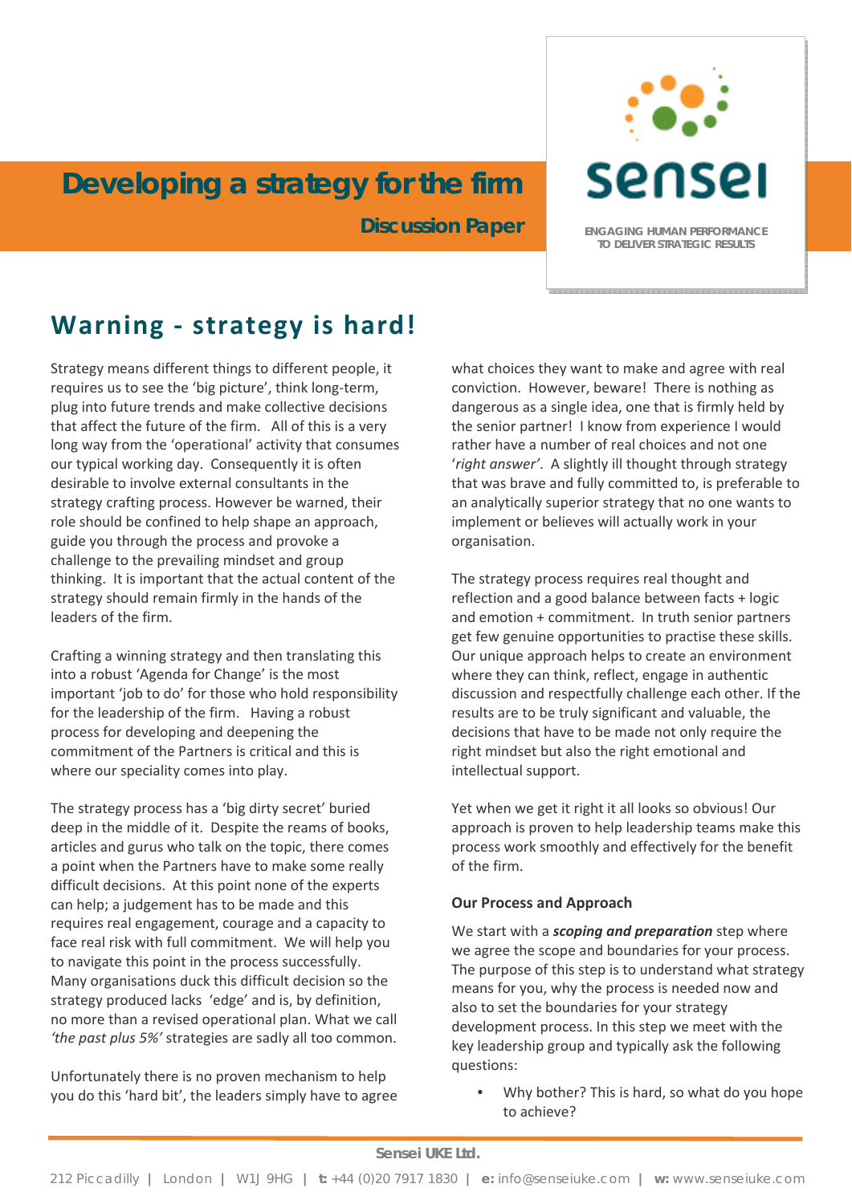# Developing a strategy for the firm

**Discussion Paper**

sensei

ENGAGING HUMAN PERFORMANCE TO DELIVER STRATEGIC RESULTS

## Warning - strategy is hard!

Strategy means different things to different people, it requires us to see the 'big picture', think long-term, plug into future trends and make collective decisions that affect the future of the firm. All of this is a very long way from the 'operational' activity that consumes our typical working day. Consequently it is often desirable to involve external consultants in the strategy crafting process. However be warned, their role should be confined to help shape an approach, guide you through the process and provoke a challenge to the prevailing mindset and group thinking. It is important that the actual content of the strategy should remain firmly in the hands of the leaders of the firm.

Crafting a winning strategy and then translating this into a robust 'Agenda for Change' is the most important 'job to do' for those who hold responsibility for the leadership of the firm. Having a robust process for developing and deepening the commitment of the Partners is critical and this is where our speciality comes into play.

The strategy process has a 'big dirty secret' buried deep in the middle of it. Despite the reams of books, articles and gurus who talk on the topic, there comes a point when the Partners have to make some really difficult decisions. At this point none of the experts can help; a judgement has to be made and this requires real engagement, courage and a capacity to face real risk with full commitment. We will help you to navigate this point in the process successfully. Many organisations duck this difficult decision so the strategy produced lacks 'edge' and is, by definition, no more than a revised operational plan. What we call *'the past plus 5%'* strategies are sadly all too common.

Unfortunately there is no proven mechanism to help you do this 'hard bit', the leaders simply have to agree what choices they want to make and agree with real conviction. However, beware! There is nothing as dangerous as a single idea, one that is firmly held by the senior partner! I know from experience I would rather have a number of real choices and not one '*right answer*'. A slightly ill thought through strategy that was brave and fully committed to, is preferable to an analytically superior strategy that no one wants to implement or believes will actually work in your organisation.

The strategy process requires real thought and reflection and a good balance between facts + logic and emotion + commitment. In truth senior partners get few genuine opportunities to practise these skills. Our unique approach helps to create an environment where they can think, reflect, engage in authentic discussion and respectfully challenge each other. If the results are to be truly significant and valuable, the decisions that have to be made not only require the right mindset but also the right emotional and intellectual support.

Yet when we get it right it all looks so obvious! Our approach is proven to help leadership teams make this process work smoothly and effectively for the benefit of the firm.

### Our Process and Approach

We start with a ***scoping and preparation*** step where we agree the scope and boundaries for your process. The purpose of this step is to understand what strategy means for you, why the process is needed now and also to set the boundaries for your strategy development process. In this step we meet with the key leadership group and typically ask the following questions:

- Why bother? This is hard, so what do you hope to achieve?

Sensei UKE Ltd.

212 Piccadilly | London | W1J 9HG | t: +44 (0)20 7917 1830 | e: info@senseiuke.com | w: www.senseiuke.com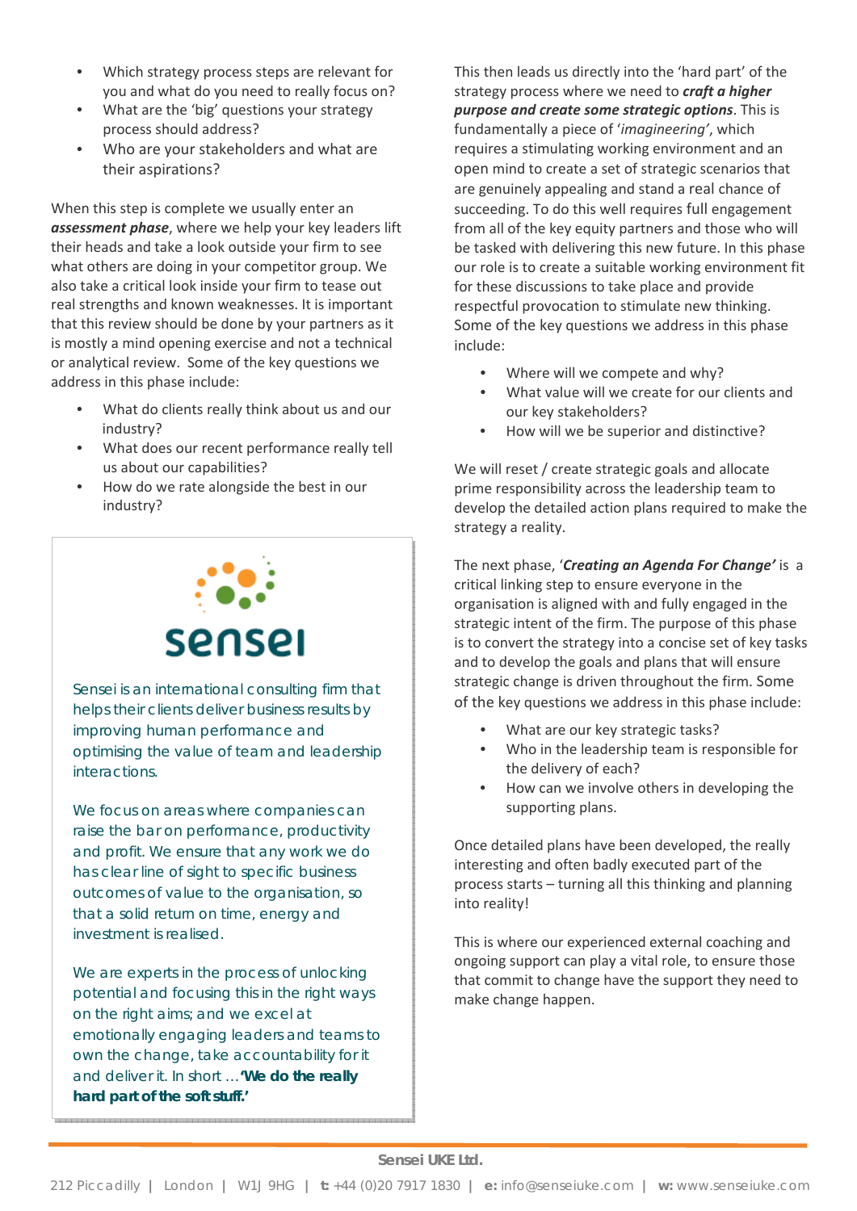- Which strategy process steps are relevant for you and what do you need to really focus on?
- What are the 'big' questions your strategy process should address?
- Who are your stakeholders and what are their aspirations?

When this step is complete we usually enter an ***assessment phase***, where we help your key leaders lift their heads and take a look outside your firm to see what others are doing in your competitor group. We also take a critical look inside your firm to tease out real strengths and known weaknesses. It is important that this review should be done by your partners as it is mostly a mind opening exercise and not a technical or analytical review. Some of the key questions we address in this phase include:

- What do clients really think about us and our industry?
- What does our recent performance really tell us about our capabilities?
- How do we rate alongside the best in our industry?

sensei

Sensei is an international consulting firm that helps their clients deliver business results by improving human performance and optimising the value of team and leadership interactions.

We focus on areas where companies can raise the bar on performance, productivity and profit. We ensure that any work we do has clear line of sight to specific business outcomes of value to the organisation, so that a solid return on time, energy and investment is realised.

We are experts in the process of unlocking potential and focusing this in the right ways on the right aims; and we excel at emotionally engaging leaders and teams to own the change, take accountability for it and deliver it. In short …**'We do the really hard part of the soft stuff.'**

This then leads us directly into the 'hard part' of the strategy process where we need to ***craft a higher purpose and create some strategic options***. This is fundamentally a piece of '*imagineering*', which requires a stimulating working environment and an open mind to create a set of strategic scenarios that are genuinely appealing and stand a real chance of succeeding. To do this well requires full engagement from all of the key equity partners and those who will be tasked with delivering this new future. In this phase our role is to create a suitable working environment fit for these discussions to take place and provide respectful provocation to stimulate new thinking. Some of the key questions we address in this phase include:

- Where will we compete and why?
- What value will we create for our clients and our key stakeholders?
- How will we be superior and distinctive?

We will reset / create strategic goals and allocate prime responsibility across the leadership team to develop the detailed action plans required to make the strategy a reality.

The next phase, '***Creating an Agenda For Change'*** is a critical linking step to ensure everyone in the organisation is aligned with and fully engaged in the strategic intent of the firm. The purpose of this phase is to convert the strategy into a concise set of key tasks and to develop the goals and plans that will ensure strategic change is driven throughout the firm. Some of the key questions we address in this phase include:

- What are our key strategic tasks?
- Who in the leadership team is responsible for the delivery of each?
- How can we involve others in developing the supporting plans.

Once detailed plans have been developed, the really interesting and often badly executed part of the process starts – turning all this thinking and planning into reality!

This is where our experienced external coaching and ongoing support can play a vital role, to ensure those that commit to change have the support they need to make change happen.

**Sensei UKE Ltd.**

212 Piccadilly | London | W1J 9HG | **t:** +44 (0)20 7917 1830 | **e:** info@senseiuke.com | **w:** www.senseiuke.com